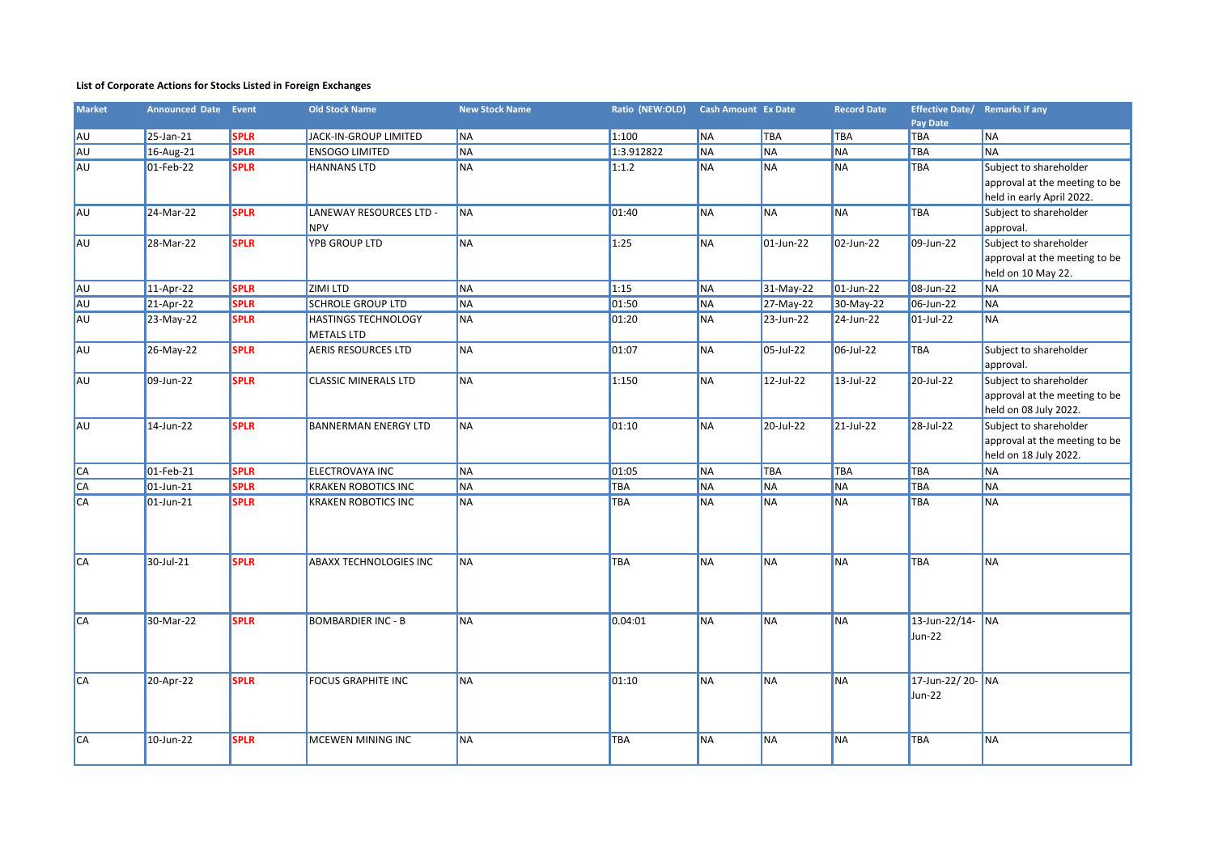**List of Corporate Actions for Stocks Listed in Foreign Exchanges**

| Market | Announced Date | Event | Old Stock Name | New Stock Name | Ratio (NEW:OLD) | Cash Amount | Ex Date | Record Date | Effective Date/ Pay Date | Remarks if any |
|---|---|---|---|---|---|---|---|---|---|---|
| AU | 25-Jan-21 | SPLR | JACK-IN-GROUP LIMITED | NA | 1:100 | NA | TBA | TBA | TBA | NA |
| AU | 16-Aug-21 | SPLR | ENSOGO LIMITED | NA | 1:3.912822 | NA | NA | NA | TBA | NA |
| AU | 01-Feb-22 | SPLR | HANNANS LTD | NA | 1:1.2 | NA | NA | NA | TBA | Subject to shareholder approval at the meeting to be held in early April 2022. |
| AU | 24-Mar-22 | SPLR | LANEWAY RESOURCES LTD - NPV | NA | 01:40 | NA | NA | NA | TBA | Subject to shareholder approval. |
| AU | 28-Mar-22 | SPLR | YPB GROUP LTD | NA | 1:25 | NA | 01-Jun-22 | 02-Jun-22 | 09-Jun-22 | Subject to shareholder approval at the meeting to be held on 10 May 22. |
| AU | 11-Apr-22 | SPLR | ZIMI LTD | NA | 1:15 | NA | 31-May-22 | 01-Jun-22 | 08-Jun-22 | NA |
| AU | 21-Apr-22 | SPLR | SCHROLE GROUP LTD | NA | 01:50 | NA | 27-May-22 | 30-May-22 | 06-Jun-22 | NA |
| AU | 23-May-22 | SPLR | HASTINGS TECHNOLOGY METALS LTD | NA | 01:20 | NA | 23-Jun-22 | 24-Jun-22 | 01-Jul-22 | NA |
| AU | 26-May-22 | SPLR | AERIS RESOURCES LTD | NA | 01:07 | NA | 05-Jul-22 | 06-Jul-22 | TBA | Subject to shareholder approval. |
| AU | 09-Jun-22 | SPLR | CLASSIC MINERALS LTD | NA | 1:150 | NA | 12-Jul-22 | 13-Jul-22 | 20-Jul-22 | Subject to shareholder approval at the meeting to be held on 08 July 2022. |
| AU | 14-Jun-22 | SPLR | BANNERMAN ENERGY LTD | NA | 01:10 | NA | 20-Jul-22 | 21-Jul-22 | 28-Jul-22 | Subject to shareholder approval at the meeting to be held on 18 July 2022. |
| CA | 01-Feb-21 | SPLR | ELECTROVAYA INC | NA | 01:05 | NA | TBA | TBA | TBA | NA |
| CA | 01-Jun-21 | SPLR | KRAKEN ROBOTICS INC | NA | TBA | NA | NA | NA | TBA | NA |
| CA | 01-Jun-21 | SPLR | KRAKEN ROBOTICS INC | NA | TBA | NA | NA | NA | TBA | NA |
| CA | 30-Jul-21 | SPLR | ABAXX TECHNOLOGIES INC | NA | TBA | NA | NA | NA | TBA | NA |
| CA | 30-Mar-22 | SPLR | BOMBARDIER INC - B | NA | 0.04:01 | NA | NA | NA | 13-Jun-22/14-Jun-22 | NA |
| CA | 20-Apr-22 | SPLR | FOCUS GRAPHITE INC | NA | 01:10 | NA | NA | NA | 17-Jun-22/ 20-Jun-22 | NA |
| CA | 10-Jun-22 | SPLR | MCEWEN MINING INC | NA | TBA | NA | NA | NA | TBA | NA |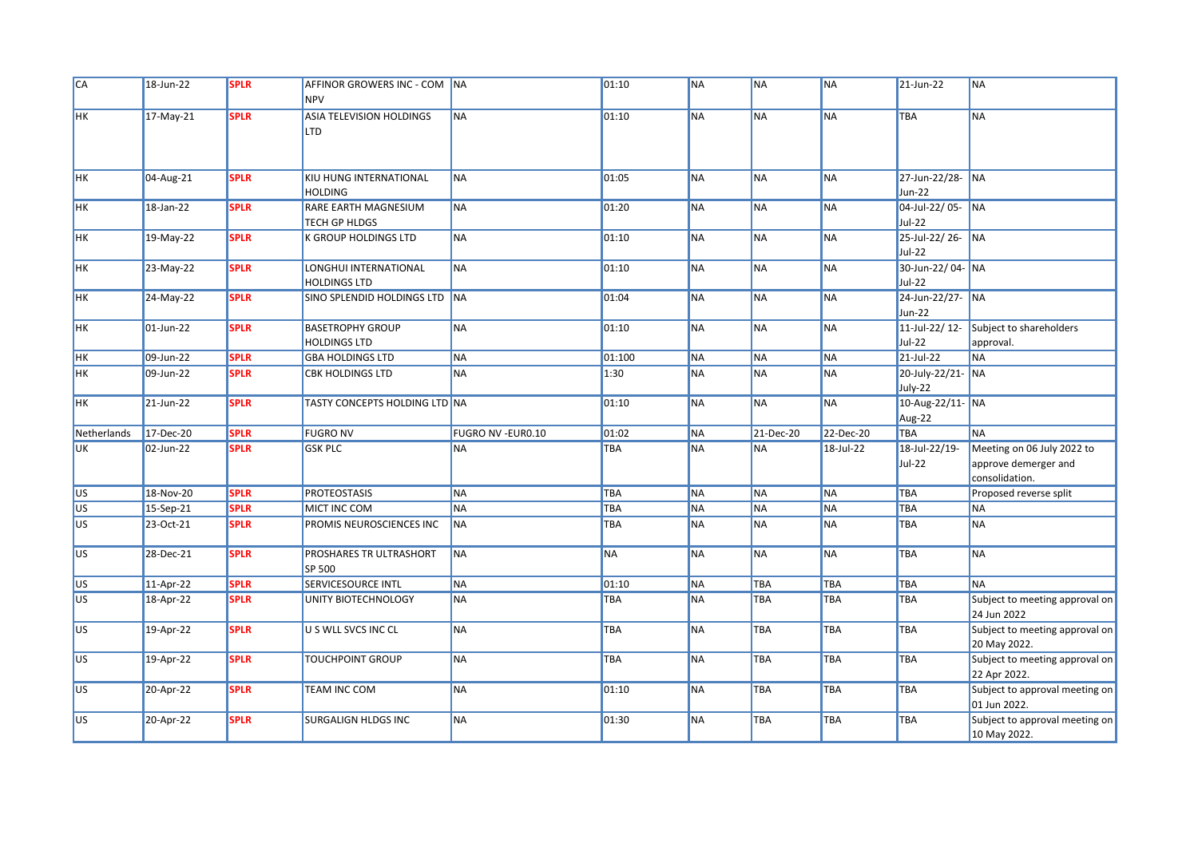| CA | 18-Jun-22 | **SPLR** | AFFINOR GROWERS INC - COM NPV | NA | 01:10 | NA | NA | NA | 21-Jun-22 | NA |
|---|---|---|---|---|---|---|---|---|---|---|
| HK | 17-May-21 | **SPLR** | ASIA TELEVISION HOLDINGS LTD | NA | 01:10 | NA | NA | NA | TBA | NA |
| HK | 04-Aug-21 | **SPLR** | KIU HUNG INTERNATIONAL HOLDING | NA | 01:05 | NA | NA | NA | 27-Jun-22/28-Jun-22 | NA |
| HK | 18-Jan-22 | **SPLR** | RARE EARTH MAGNESIUM TECH GP HLDGS | NA | 01:20 | NA | NA | NA | 04-Jul-22/ 05-Jul-22 | NA |
| HK | 19-May-22 | **SPLR** | K GROUP HOLDINGS LTD | NA | 01:10 | NA | NA | NA | 25-Jul-22/ 26-Jul-22 | NA |
| HK | 23-May-22 | **SPLR** | LONGHUI INTERNATIONAL HOLDINGS LTD | NA | 01:10 | NA | NA | NA | 30-Jun-22/ 04-Jul-22 | NA |
| HK | 24-May-22 | **SPLR** | SINO SPLENDID HOLDINGS LTD | NA | 01:04 | NA | NA | NA | 24-Jun-22/27-Jun-22 | NA |
| HK | 01-Jun-22 | **SPLR** | BASETROPHY GROUP HOLDINGS LTD | NA | 01:10 | NA | NA | NA | 11-Jul-22/ 12-Jul-22 | Subject to shareholders approval. |
| HK | 09-Jun-22 | **SPLR** | GBA HOLDINGS LTD | NA | 01:100 | NA | NA | NA | 21-Jul-22 | NA |
| HK | 09-Jun-22 | **SPLR** | CBK HOLDINGS LTD | NA | 1:30 | NA | NA | NA | 20-July-22/21-July-22 | NA |
| HK | 21-Jun-22 | **SPLR** | TASTY CONCEPTS HOLDING LTD | NA | 01:10 | NA | NA | NA | 10-Aug-22/11-Aug-22 | NA |
| Netherlands | 17-Dec-20 | **SPLR** | FUGRO NV | FUGRO NV -EUR0.10 | 01:02 | NA | 21-Dec-20 | 22-Dec-20 | TBA | NA |
| UK | 02-Jun-22 | **SPLR** | GSK PLC | NA | TBA | NA | NA | 18-Jul-22 | 18-Jul-22/19-Jul-22 | Meeting on 06 July 2022 to approve demerger and consolidation. |
| US | 18-Nov-20 | **SPLR** | PROTEOSTASIS | NA | TBA | NA | NA | NA | TBA | Proposed reverse split |
| US | 15-Sep-21 | **SPLR** | MICT INC COM | NA | TBA | NA | NA | NA | TBA | NA |
| US | 23-Oct-21 | **SPLR** | PROMIS NEUROSCIENCES INC | NA | TBA | NA | NA | NA | TBA | NA |
| US | 28-Dec-21 | **SPLR** | PROSHARES TR ULTRASHORT SP 500 | NA | NA | NA | NA | NA | TBA | NA |
| US | 11-Apr-22 | **SPLR** | SERVICESOURCE INTL | NA | 01:10 | NA | TBA | TBA | TBA | NA |
| US | 18-Apr-22 | **SPLR** | UNITY BIOTECHNOLOGY | NA | TBA | NA | TBA | TBA | TBA | Subject to meeting approval on 24 Jun 2022 |
| US | 19-Apr-22 | **SPLR** | U S WLL SVCS INC CL | NA | TBA | NA | TBA | TBA | TBA | Subject to meeting approval on 20 May 2022. |
| US | 19-Apr-22 | **SPLR** | TOUCHPOINT GROUP | NA | TBA | NA | TBA | TBA | TBA | Subject to meeting approval on 22 Apr 2022. |
| US | 20-Apr-22 | **SPLR** | TEAM INC COM | NA | 01:10 | NA | TBA | TBA | TBA | Subject to approval meeting on 01 Jun 2022. |
| US | 20-Apr-22 | **SPLR** | SURGALIGN HLDGS INC | NA | 01:30 | NA | TBA | TBA | TBA | Subject to approval meeting on 10 May 2022. |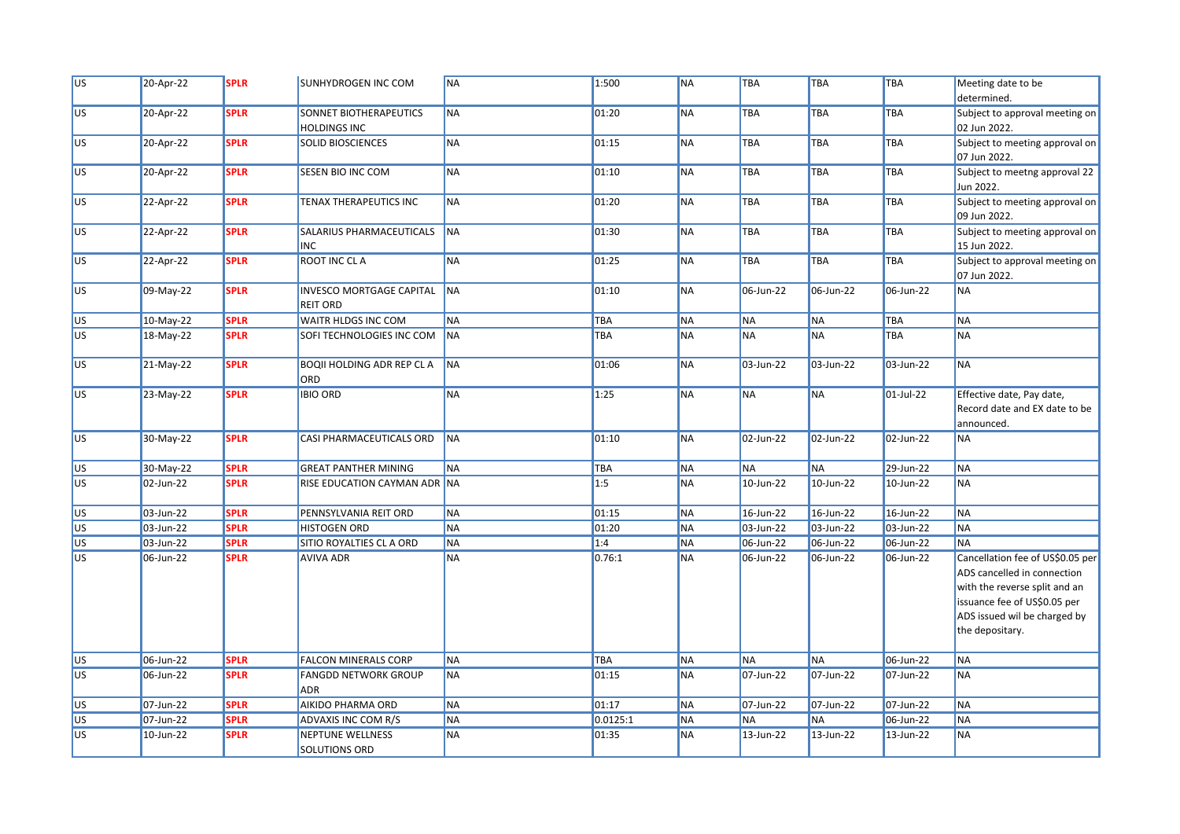| US | 20-Apr-22 | SPLR | SUNHYDROGEN INC COM | NA | 1:500 | NA | TBA | TBA | TBA | Meeting date to be determined. |
|---|---|---|---|---|---|---|---|---|---|---|
| US | 20-Apr-22 | SPLR | SONNET BIOTHERAPEUTICS HOLDINGS INC | NA | 01:20 | NA | TBA | TBA | TBA | Subject to approval meeting on 02 Jun 2022. |
| US | 20-Apr-22 | SPLR | SOLID BIOSCIENCES | NA | 01:15 | NA | TBA | TBA | TBA | Subject to meeting approval on 07 Jun 2022. |
| US | 20-Apr-22 | SPLR | SESEN BIO INC COM | NA | 01:10 | NA | TBA | TBA | TBA | Subject to meetng approval 22 Jun 2022. |
| US | 22-Apr-22 | SPLR | TENAX THERAPEUTICS INC | NA | 01:20 | NA | TBA | TBA | TBA | Subject to meeting approval on 09 Jun 2022. |
| US | 22-Apr-22 | SPLR | SALARIUS PHARMACEUTICALS INC | NA | 01:30 | NA | TBA | TBA | TBA | Subject to meeting approval on 15 Jun 2022. |
| US | 22-Apr-22 | SPLR | ROOT INC CL A | NA | 01:25 | NA | TBA | TBA | TBA | Subject to approval meeting on 07 Jun 2022. |
| US | 09-May-22 | SPLR | INVESCO MORTGAGE CAPITAL REIT ORD | NA | 01:10 | NA | 06-Jun-22 | 06-Jun-22 | 06-Jun-22 | NA |
| US | 10-May-22 | SPLR | WAITR HLDGS INC COM | NA | TBA | NA | NA | NA | TBA | NA |
| US | 18-May-22 | SPLR | SOFI TECHNOLOGIES INC COM | NA | TBA | NA | NA | NA | TBA | NA |
| US | 21-May-22 | SPLR | BOQII HOLDING ADR REP CL A ORD | NA | 01:06 | NA | 03-Jun-22 | 03-Jun-22 | 03-Jun-22 | NA |
| US | 23-May-22 | SPLR | IBIO ORD | NA | 1:25 | NA | NA | NA | 01-Jul-22 | Effective date, Pay date, Record date and EX date to be announced. |
| US | 30-May-22 | SPLR | CASI PHARMACEUTICALS ORD | NA | 01:10 | NA | 02-Jun-22 | 02-Jun-22 | 02-Jun-22 | NA |
| US | 30-May-22 | SPLR | GREAT PANTHER MINING | NA | TBA | NA | NA | NA | 29-Jun-22 | NA |
| US | 02-Jun-22 | SPLR | RISE EDUCATION CAYMAN ADR | NA | 1:5 | NA | 10-Jun-22 | 10-Jun-22 | 10-Jun-22 | NA |
| US | 03-Jun-22 | SPLR | PENNSYLVANIA REIT ORD | NA | 01:15 | NA | 16-Jun-22 | 16-Jun-22 | 16-Jun-22 | NA |
| US | 03-Jun-22 | SPLR | HISTOGEN ORD | NA | 01:20 | NA | 03-Jun-22 | 03-Jun-22 | 03-Jun-22 | NA |
| US | 03-Jun-22 | SPLR | SITIO ROYALTIES CL A ORD | NA | 1:4 | NA | 06-Jun-22 | 06-Jun-22 | 06-Jun-22 | NA |
| US | 06-Jun-22 | SPLR | AVIVA ADR | NA | 0.76:1 | NA | 06-Jun-22 | 06-Jun-22 | 06-Jun-22 | Cancellation fee of US$0.05 per ADS cancelled in connection with the reverse split and an issuance fee of US$0.05 per ADS issued wil be charged by the depositary. |
| US | 06-Jun-22 | SPLR | FALCON MINERALS CORP | NA | TBA | NA | NA | NA | 06-Jun-22 | NA |
| US | 06-Jun-22 | SPLR | FANGDD NETWORK GROUP ADR | NA | 01:15 | NA | 07-Jun-22 | 07-Jun-22 | 07-Jun-22 | NA |
| US | 07-Jun-22 | SPLR | AIKIDO PHARMA ORD | NA | 01:17 | NA | 07-Jun-22 | 07-Jun-22 | 07-Jun-22 | NA |
| US | 07-Jun-22 | SPLR | ADVAXIS INC COM R/S | NA | 0.0125:1 | NA | NA | NA | 06-Jun-22 | NA |
| US | 10-Jun-22 | SPLR | NEPTUNE WELLNESS SOLUTIONS ORD | NA | 01:35 | NA | 13-Jun-22 | 13-Jun-22 | 13-Jun-22 | NA |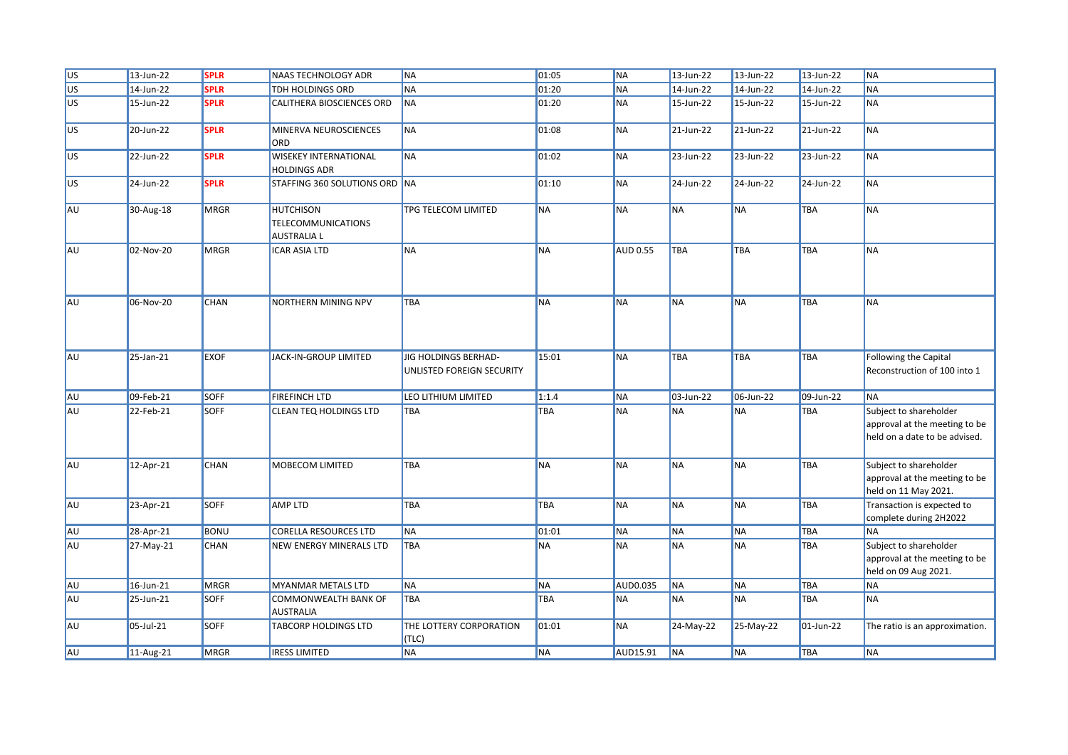| | | | | | | | | | | |
|---|---|---|---|---|---|---|---|---|---|---|
| US | 13-Jun-22 | **SPLR** | NAAS TECHNOLOGY ADR | NA | 01:05 | NA | 13-Jun-22 | 13-Jun-22 | 13-Jun-22 | NA |
| US | 14-Jun-22 | **SPLR** | TDH HOLDINGS ORD | NA | 01:20 | NA | 14-Jun-22 | 14-Jun-22 | 14-Jun-22 | NA |
| US | 15-Jun-22 | **SPLR** | CALITHERA BIOSCIENCES ORD | NA | 01:20 | NA | 15-Jun-22 | 15-Jun-22 | 15-Jun-22 | NA |
| US | 20-Jun-22 | **SPLR** | MINERVA NEUROSCIENCES ORD | NA | 01:08 | NA | 21-Jun-22 | 21-Jun-22 | 21-Jun-22 | NA |
| US | 22-Jun-22 | **SPLR** | WISEKEY INTERNATIONAL HOLDINGS ADR | NA | 01:02 | NA | 23-Jun-22 | 23-Jun-22 | 23-Jun-22 | NA |
| US | 24-Jun-22 | **SPLR** | STAFFING 360 SOLUTIONS ORD | NA | 01:10 | NA | 24-Jun-22 | 24-Jun-22 | 24-Jun-22 | NA |
| AU | 30-Aug-18 | MRGR | HUTCHISON TELECOMMUNICATIONS AUSTRALIA L | TPG TELECOM LIMITED | NA | NA | NA | NA | TBA | NA |
| AU | 02-Nov-20 | MRGR | ICAR ASIA LTD | NA | NA | AUD 0.55 | TBA | TBA | TBA | NA |
| AU | 06-Nov-20 | CHAN | NORTHERN MINING NPV | TBA | NA | NA | NA | NA | TBA | NA |
| AU | 25-Jan-21 | EXOF | JACK-IN-GROUP LIMITED | JIG HOLDINGS BERHAD-UNLISTED FOREIGN SECURITY | 15:01 | NA | TBA | TBA | TBA | Following the Capital Reconstruction of 100 into 1 |
| AU | 09-Feb-21 | SOFF | FIREFINCH LTD | LEO LITHIUM LIMITED | 1:1.4 | NA | 03-Jun-22 | 06-Jun-22 | 09-Jun-22 | NA |
| AU | 22-Feb-21 | SOFF | CLEAN TEQ HOLDINGS LTD | TBA | TBA | NA | NA | NA | TBA | Subject to shareholder approval at the meeting to be held on a date to be advised. |
| AU | 12-Apr-21 | CHAN | MOBECOM LIMITED | TBA | NA | NA | NA | NA | TBA | Subject to shareholder approval at the meeting to be held on 11 May 2021. |
| AU | 23-Apr-21 | SOFF | AMP LTD | TBA | TBA | NA | NA | NA | TBA | Transaction is expected to complete during 2H2022 |
| AU | 28-Apr-21 | BONU | CORELLA RESOURCES LTD | NA | 01:01 | NA | NA | NA | TBA | NA |
| AU | 27-May-21 | CHAN | NEW ENERGY MINERALS LTD | TBA | NA | NA | NA | NA | TBA | Subject to shareholder approval at the meeting to be held on 09 Aug 2021. |
| AU | 16-Jun-21 | MRGR | MYANMAR METALS LTD | NA | NA | AUD0.035 | NA | NA | TBA | NA |
| AU | 25-Jun-21 | SOFF | COMMONWEALTH BANK OF AUSTRALIA | TBA | TBA | NA | NA | NA | TBA | NA |
| AU | 05-Jul-21 | SOFF | TABCORP HOLDINGS LTD | THE LOTTERY CORPORATION (TLC) | 01:01 | NA | 24-May-22 | 25-May-22 | 01-Jun-22 | The ratio is an approximation. |
| AU | 11-Aug-21 | MRGR | IRESS LIMITED | NA | NA | AUD15.91 | NA | NA | TBA | NA |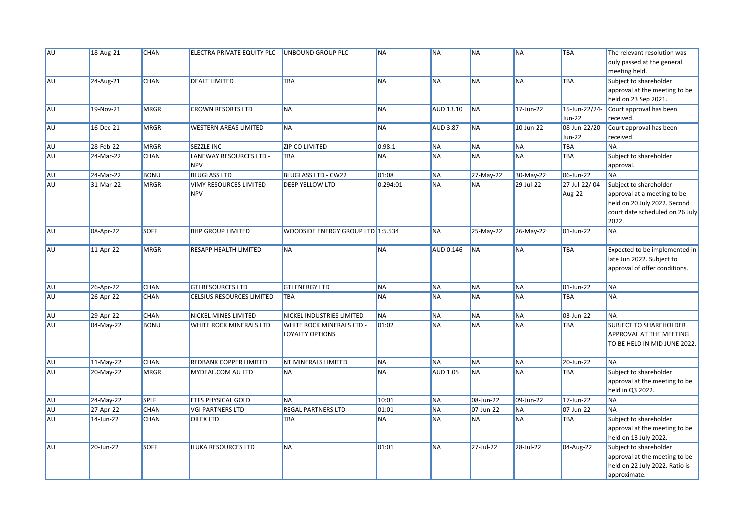| AU | 18-Aug-21 | CHAN | ELECTRA PRIVATE EQUITY PLC | UNBOUND GROUP PLC | NA | NA | NA | NA | TBA | The relevant resolution was duly passed at the general meeting held. |
|---|---|---|---|---|---|---|---|---|---|---|
| AU | 24-Aug-21 | CHAN | DEALT LIMITED | TBA | NA | NA | NA | NA | TBA | Subject to shareholder approval at the meeting to be held on 23 Sep 2021. |
| AU | 19-Nov-21 | MRGR | CROWN RESORTS LTD | NA | NA | AUD 13.10 | NA | 17-Jun-22 | 15-Jun-22/24-Jun-22 | Court approval has been received. |
| AU | 16-Dec-21 | MRGR | WESTERN AREAS LIMITED | NA | NA | AUD 3.87 | NA | 10-Jun-22 | 08-Jun-22/20-Jun-22 | Court approval has been received. |
| AU | 28-Feb-22 | MRGR | SEZZLE INC | ZIP CO LIMITED | 0.98:1 | NA | NA | NA | TBA | NA |
| AU | 24-Mar-22 | CHAN | LANEWAY RESOURCES LTD - NPV | TBA | NA | NA | NA | NA | TBA | Subject to shareholder approval. |
| AU | 24-Mar-22 | BONU | BLUGLASS LTD | BLUGLASS LTD - CW22 | 01:08 | NA | 27-May-22 | 30-May-22 | 06-Jun-22 | NA |
| AU | 31-Mar-22 | MRGR | VIMY RESOURCES LIMITED - NPV | DEEP YELLOW LTD | 0.294:01 | NA | NA | 29-Jul-22 | 27-Jul-22/ 04-Aug-22 | Subject to shareholder approval at a meeting to be held on 20 July 2022. Second court date scheduled on 26 July 2022. |
| AU | 08-Apr-22 | SOFF | BHP GROUP LIMITED | WOODSIDE ENERGY GROUP LTD | 1:5.534 | NA | 25-May-22 | 26-May-22 | 01-Jun-22 | NA |
| AU | 11-Apr-22 | MRGR | RESAPP HEALTH LIMITED | NA | NA | AUD 0.146 | NA | NA | TBA | Expected to be implemented in late Jun 2022. Subject to approval of offer conditions. |
| AU | 26-Apr-22 | CHAN | GTI RESOURCES LTD | GTI ENERGY LTD | NA | NA | NA | NA | 01-Jun-22 | NA |
| AU | 26-Apr-22 | CHAN | CELSIUS RESOURCES LIMITED | TBA | NA | NA | NA | NA | TBA | NA |
| AU | 29-Apr-22 | CHAN | NICKEL MINES LIMITED | NICKEL INDUSTRIES LIMITED | NA | NA | NA | NA | 03-Jun-22 | NA |
| AU | 04-May-22 | BONU | WHITE ROCK MINERALS LTD | WHITE ROCK MINERALS LTD - LOYALTY OPTIONS | 01:02 | NA | NA | NA | TBA | SUBJECT TO SHAREHOLDER APPROVAL AT THE MEETING TO BE HELD IN MID JUNE 2022. |
| AU | 11-May-22 | CHAN | REDBANK COPPER LIMITED | NT MINERALS LIMITED | NA | NA | NA | NA | 20-Jun-22 | NA |
| AU | 20-May-22 | MRGR | MYDEAL.COM AU LTD | NA | NA | AUD 1.05 | NA | NA | TBA | Subject to shareholder approval at the meeting to be held in Q3 2022. |
| AU | 24-May-22 | SPLF | ETFS PHYSICAL GOLD | NA | 10:01 | NA | 08-Jun-22 | 09-Jun-22 | 17-Jun-22 | NA |
| AU | 27-Apr-22 | CHAN | VGI PARTNERS LTD | REGAL PARTNERS LTD | 01:01 | NA | 07-Jun-22 | NA | 07-Jun-22 | NA |
| AU | 14-Jun-22 | CHAN | OILEX LTD | TBA | NA | NA | NA | NA | TBA | Subject to shareholder approval at the meeting to be held on 13 July 2022. |
| AU | 20-Jun-22 | SOFF | ILUKA RESOURCES LTD | NA | 01:01 | NA | 27-Jul-22 | 28-Jul-22 | 04-Aug-22 | Subject to shareholder approval at the meeting to be held on 22 July 2022. Ratio is approximate. |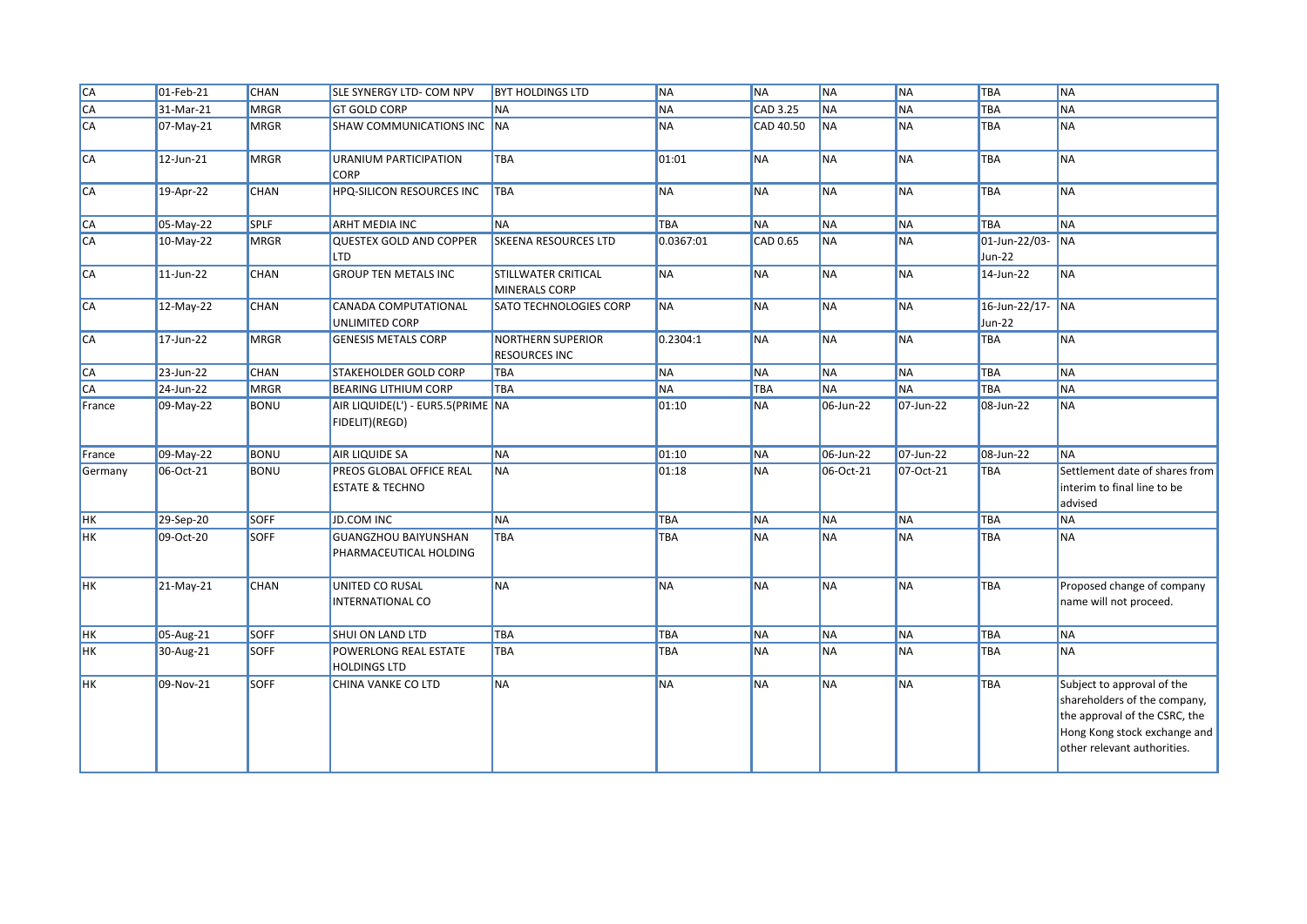| | | | | | | | | | | |
|---|---|---|---|---|---|---|---|---|---|---|
| CA | 01-Feb-21 | CHAN | SLE SYNERGY LTD- COM NPV | BYT HOLDINGS LTD | NA | NA | NA | NA | TBA | NA |
| CA | 31-Mar-21 | MRGR | GT GOLD CORP | NA | NA | CAD 3.25 | NA | NA | TBA | NA |
| CA | 07-May-21 | MRGR | SHAW COMMUNICATIONS INC | NA | NA | CAD 40.50 | NA | NA | TBA | NA |
| CA | 12-Jun-21 | MRGR | URANIUM PARTICIPATION CORP | TBA | 01:01 | NA | NA | NA | TBA | NA |
| CA | 19-Apr-22 | CHAN | HPQ-SILICON RESOURCES INC | TBA | NA | NA | NA | NA | TBA | NA |
| CA | 05-May-22 | SPLF | ARHT MEDIA INC | NA | TBA | NA | NA | NA | TBA | NA |
| CA | 10-May-22 | MRGR | QUESTEX GOLD AND COPPER LTD | SKEENA RESOURCES LTD | 0.0367:01 | CAD 0.65 | NA | NA | 01-Jun-22/03-Jun-22 | NA |
| CA | 11-Jun-22 | CHAN | GROUP TEN METALS INC | STILLWATER CRITICAL MINERALS CORP | NA | NA | NA | NA | 14-Jun-22 | NA |
| CA | 12-May-22 | CHAN | CANADA COMPUTATIONAL UNLIMITED CORP | SATO TECHNOLOGIES CORP | NA | NA | NA | NA | 16-Jun-22/17-Jun-22 | NA |
| CA | 17-Jun-22 | MRGR | GENESIS METALS CORP | NORTHERN SUPERIOR RESOURCES INC | 0.2304:1 | NA | NA | NA | TBA | NA |
| CA | 23-Jun-22 | CHAN | STAKEHOLDER GOLD CORP | TBA | NA | NA | NA | NA | TBA | NA |
| CA | 24-Jun-22 | MRGR | BEARING LITHIUM CORP | TBA | NA | TBA | NA | NA | TBA | NA |
| France | 09-May-22 | BONU | AIR LIQUIDE(L') - EUR5.5(PRIME FIDELIT)(REGD) | NA | 01:10 | NA | 06-Jun-22 | 07-Jun-22 | 08-Jun-22 | NA |
| France | 09-May-22 | BONU | AIR LIQUIDE SA | NA | 01:10 | NA | 06-Jun-22 | 07-Jun-22 | 08-Jun-22 | NA |
| Germany | 06-Oct-21 | BONU | PREOS GLOBAL OFFICE REAL ESTATE & TECHNO | NA | 01:18 | NA | 06-Oct-21 | 07-Oct-21 | TBA | Settlement date of shares from interim to final line to be advised |
| HK | 29-Sep-20 | SOFF | JD.COM INC | NA | TBA | NA | NA | NA | TBA | NA |
| HK | 09-Oct-20 | SOFF | GUANGZHOU BAIYUNSHAN PHARMACEUTICAL HOLDING | TBA | TBA | NA | NA | NA | TBA | NA |
| HK | 21-May-21 | CHAN | UNITED CO RUSAL INTERNATIONAL CO | NA | NA | NA | NA | NA | TBA | Proposed change of company name will not proceed. |
| HK | 05-Aug-21 | SOFF | SHUI ON LAND LTD | TBA | TBA | NA | NA | NA | TBA | NA |
| HK | 30-Aug-21 | SOFF | POWERLONG REAL ESTATE HOLDINGS LTD | TBA | TBA | NA | NA | NA | TBA | NA |
| HK | 09-Nov-21 | SOFF | CHINA VANKE CO LTD | NA | NA | NA | NA | NA | TBA | Subject to approval of the shareholders of the company, the approval of the CSRC, the Hong Kong stock exchange and other relevant authorities. |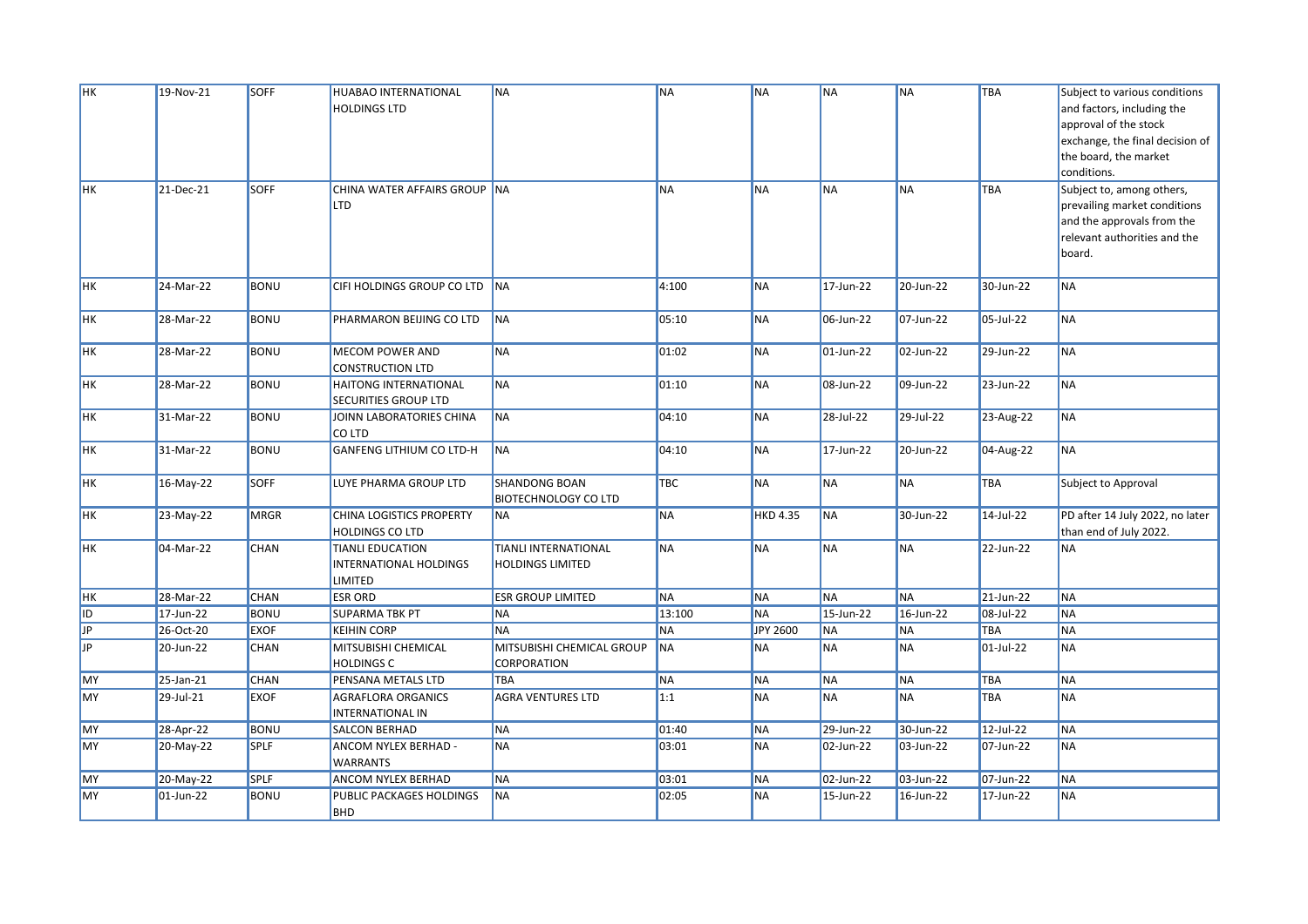| HK | 19-Nov-21 | SOFF | HUABAO INTERNATIONAL HOLDINGS LTD | NA | NA | NA | NA | NA | TBA | Subject to various conditions and factors, including the approval of the stock exchange, the final decision of the board, the market conditions. |
|---|---|---|---|---|---|---|---|---|---|---|
| HK | 21-Dec-21 | SOFF | CHINA WATER AFFAIRS GROUP LTD | NA | NA | NA | NA | NA | TBA | Subject to, among others, prevailing market conditions and the approvals from the relevant authorities and the board. |
| HK | 24-Mar-22 | BONU | CIFI HOLDINGS GROUP CO LTD | NA | 4:100 | NA | 17-Jun-22 | 20-Jun-22 | 30-Jun-22 | NA |
| HK | 28-Mar-22 | BONU | PHARMARON BEIJING CO LTD | NA | 05:10 | NA | 06-Jun-22 | 07-Jun-22 | 05-Jul-22 | NA |
| HK | 28-Mar-22 | BONU | MECOM POWER AND CONSTRUCTION LTD | NA | 01:02 | NA | 01-Jun-22 | 02-Jun-22 | 29-Jun-22 | NA |
| HK | 28-Mar-22 | BONU | HAITONG INTERNATIONAL SECURITIES GROUP LTD | NA | 01:10 | NA | 08-Jun-22 | 09-Jun-22 | 23-Jun-22 | NA |
| HK | 31-Mar-22 | BONU | JOINN LABORATORIES CHINA CO LTD | NA | 04:10 | NA | 28-Jul-22 | 29-Jul-22 | 23-Aug-22 | NA |
| HK | 31-Mar-22 | BONU | GANFENG LITHIUM CO LTD-H | NA | 04:10 | NA | 17-Jun-22 | 20-Jun-22 | 04-Aug-22 | NA |
| HK | 16-May-22 | SOFF | LUYE PHARMA GROUP LTD | SHANDONG BOAN BIOTECHNOLOGY CO LTD | TBC | NA | NA | NA | TBA | Subject to Approval |
| HK | 23-May-22 | MRGR | CHINA LOGISTICS PROPERTY HOLDINGS CO LTD | NA | NA | HKD 4.35 | NA | 30-Jun-22 | 14-Jul-22 | PD after 14 July 2022, no later than end of July 2022. |
| HK | 04-Mar-22 | CHAN | TIANLI EDUCATION INTERNATIONAL HOLDINGS LIMITED | TIANLI INTERNATIONAL HOLDINGS LIMITED | NA | NA | NA | NA | 22-Jun-22 | NA |
| HK | 28-Mar-22 | CHAN | ESR ORD | ESR GROUP LIMITED | NA | NA | NA | NA | 21-Jun-22 | NA |
| ID | 17-Jun-22 | BONU | SUPARMA TBK PT | NA | 13:100 | NA | 15-Jun-22 | 16-Jun-22 | 08-Jul-22 | NA |
| JP | 26-Oct-20 | EXOF | KEIHIN CORP | NA | NA | JPY 2600 | NA | NA | TBA | NA |
| JP | 20-Jun-22 | CHAN | MITSUBISHI CHEMICAL HOLDINGS C | MITSUBISHI CHEMICAL GROUP CORPORATION | NA | NA | NA | NA | 01-Jul-22 | NA |
| MY | 25-Jan-21 | CHAN | PENSANA METALS LTD | TBA | NA | NA | NA | NA | TBA | NA |
| MY | 29-Jul-21 | EXOF | AGRAFLORA ORGANICS INTERNATIONAL IN | AGRA VENTURES LTD | 1:1 | NA | NA | NA | TBA | NA |
| MY | 28-Apr-22 | BONU | SALCON BERHAD | NA | 01:40 | NA | 29-Jun-22 | 30-Jun-22 | 12-Jul-22 | NA |
| MY | 20-May-22 | SPLF | ANCOM NYLEX BERHAD - WARRANTS | NA | 03:01 | NA | 02-Jun-22 | 03-Jun-22 | 07-Jun-22 | NA |
| MY | 20-May-22 | SPLF | ANCOM NYLEX BERHAD | NA | 03:01 | NA | 02-Jun-22 | 03-Jun-22 | 07-Jun-22 | NA |
| MY | 01-Jun-22 | BONU | PUBLIC PACKAGES HOLDINGS BHD | NA | 02:05 | NA | 15-Jun-22 | 16-Jun-22 | 17-Jun-22 | NA |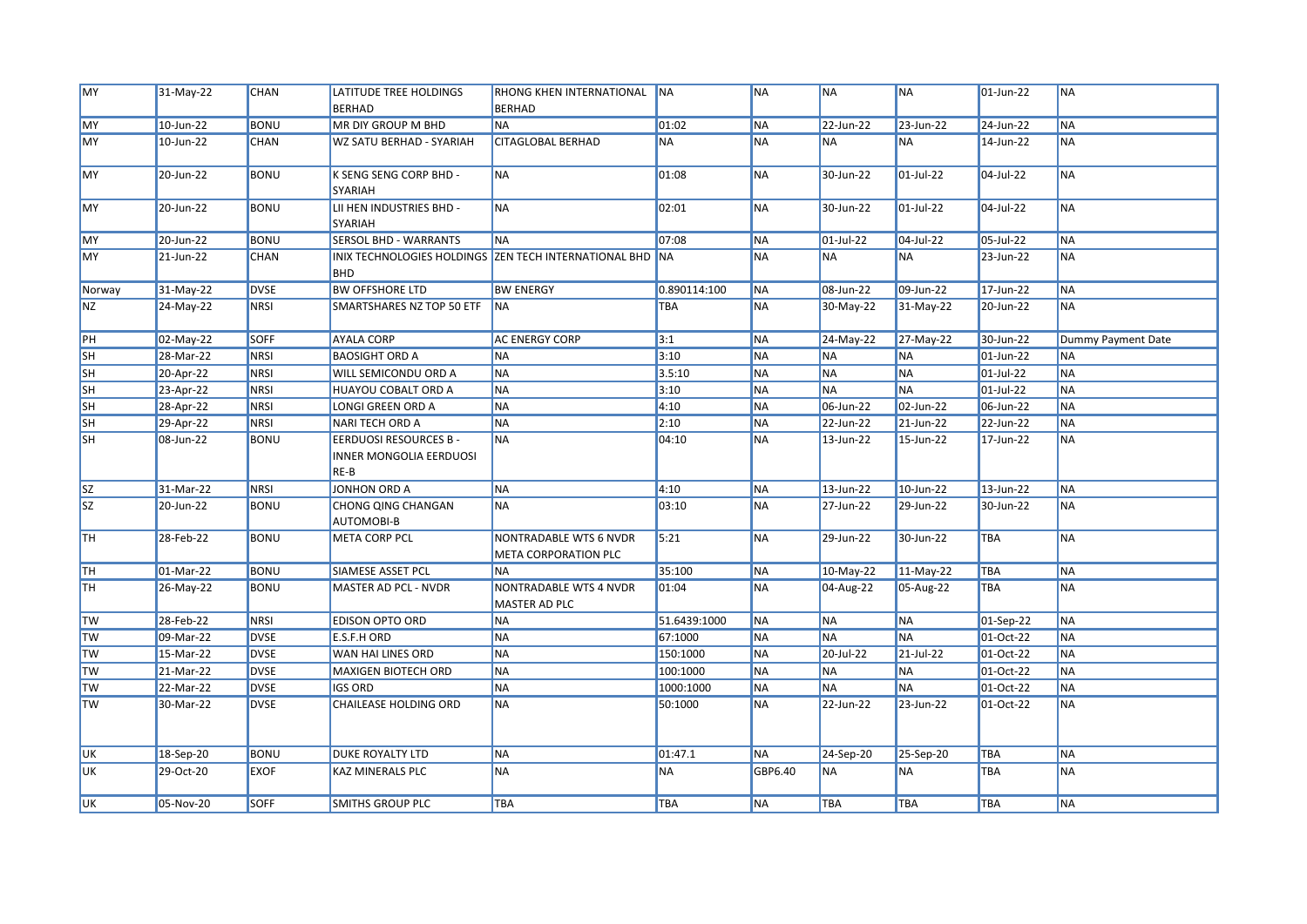| MY | 31-May-22 | CHAN | LATITUDE TREE HOLDINGS BERHAD | RHONG KHEN INTERNATIONAL BERHAD | NA | NA | NA | NA | 01-Jun-22 | NA |
|---|---|---|---|---|---|---|---|---|---|---|
| MY | 10-Jun-22 | BONU | MR DIY GROUP M BHD | NA | 01:02 | NA | 22-Jun-22 | 23-Jun-22 | 24-Jun-22 | NA |
| MY | 10-Jun-22 | CHAN | WZ SATU BERHAD - SYARIAH | CITAGLOBAL BERHAD | NA | NA | NA | NA | 14-Jun-22 | NA |
| MY | 20-Jun-22 | BONU | K SENG SENG CORP BHD - SYARIAH | NA | 01:08 | NA | 30-Jun-22 | 01-Jul-22 | 04-Jul-22 | NA |
| MY | 20-Jun-22 | BONU | LII HEN INDUSTRIES BHD - SYARIAH | NA | 02:01 | NA | 30-Jun-22 | 01-Jul-22 | 04-Jul-22 | NA |
| MY | 20-Jun-22 | BONU | SERSOL BHD - WARRANTS | NA | 07:08 | NA | 01-Jul-22 | 04-Jul-22 | 05-Jul-22 | NA |
| MY | 21-Jun-22 | CHAN | INIX TECHNOLOGIES HOLDINGS BHD | ZEN TECH INTERNATIONAL BHD | NA | NA | NA | NA | 23-Jun-22 | NA |
| Norway | 31-May-22 | DVSE | BW OFFSHORE LTD | BW ENERGY | 0.890114:100 | NA | 08-Jun-22 | 09-Jun-22 | 17-Jun-22 | NA |
| NZ | 24-May-22 | NRSI | SMARTSHARES NZ TOP 50 ETF | NA | TBA | NA | 30-May-22 | 31-May-22 | 20-Jun-22 | NA |
| PH | 02-May-22 | SOFF | AYALA CORP | AC ENERGY CORP | 3:1 | NA | 24-May-22 | 27-May-22 | 30-Jun-22 | Dummy Payment Date |
| SH | 28-Mar-22 | NRSI | BAOSIGHT ORD A | NA | 3:10 | NA | NA | NA | 01-Jun-22 | NA |
| SH | 20-Apr-22 | NRSI | WILL SEMICONDU ORD A | NA | 3.5:10 | NA | NA | NA | 01-Jul-22 | NA |
| SH | 23-Apr-22 | NRSI | HUAYOU COBALT ORD A | NA | 3:10 | NA | NA | NA | 01-Jul-22 | NA |
| SH | 28-Apr-22 | NRSI | LONGI GREEN ORD A | NA | 4:10 | NA | 06-Jun-22 | 02-Jun-22 | 06-Jun-22 | NA |
| SH | 29-Apr-22 | NRSI | NARI TECH ORD A | NA | 2:10 | NA | 22-Jun-22 | 21-Jun-22 | 22-Jun-22 | NA |
| SH | 08-Jun-22 | BONU | EERDUOSI RESOURCES B - INNER MONGOLIA EERDUOSI RE-B | NA | 04:10 | NA | 13-Jun-22 | 15-Jun-22 | 17-Jun-22 | NA |
| SZ | 31-Mar-22 | NRSI | JONHON ORD A | NA | 4:10 | NA | 13-Jun-22 | 10-Jun-22 | 13-Jun-22 | NA |
| SZ | 20-Jun-22 | BONU | CHONG QING CHANGAN AUTOMOBI-B | NA | 03:10 | NA | 27-Jun-22 | 29-Jun-22 | 30-Jun-22 | NA |
| TH | 28-Feb-22 | BONU | META CORP PCL | NONTRADABLE WTS 6 NVDR META CORPORATION PLC | 5:21 | NA | 29-Jun-22 | 30-Jun-22 | TBA | NA |
| TH | 01-Mar-22 | BONU | SIAMESE ASSET PCL | NA | 35:100 | NA | 10-May-22 | 11-May-22 | TBA | NA |
| TH | 26-May-22 | BONU | MASTER AD PCL - NVDR | NONTRADABLE WTS 4 NVDR MASTER AD PLC | 01:04 | NA | 04-Aug-22 | 05-Aug-22 | TBA | NA |
| TW | 28-Feb-22 | NRSI | EDISON OPTO ORD | NA | 51.6439:1000 | NA | NA | NA | 01-Sep-22 | NA |
| TW | 09-Mar-22 | DVSE | E.S.F.H ORD | NA | 67:1000 | NA | NA | NA | 01-Oct-22 | NA |
| TW | 15-Mar-22 | DVSE | WAN HAI LINES ORD | NA | 150:1000 | NA | 20-Jul-22 | 21-Jul-22 | 01-Oct-22 | NA |
| TW | 21-Mar-22 | DVSE | MAXIGEN BIOTECH ORD | NA | 100:1000 | NA | NA | NA | 01-Oct-22 | NA |
| TW | 22-Mar-22 | DVSE | IGS ORD | NA | 1000:1000 | NA | NA | NA | 01-Oct-22 | NA |
| TW | 30-Mar-22 | DVSE | CHAILEASE HOLDING ORD | NA | 50:1000 | NA | 22-Jun-22 | 23-Jun-22 | 01-Oct-22 | NA |
| UK | 18-Sep-20 | BONU | DUKE ROYALTY LTD | NA | 01:47.1 | NA | 24-Sep-20 | 25-Sep-20 | TBA | NA |
| UK | 29-Oct-20 | EXOF | KAZ MINERALS PLC | NA | NA | GBP6.40 | NA | NA | TBA | NA |
| UK | 05-Nov-20 | SOFF | SMITHS GROUP PLC | TBA | TBA | NA | TBA | TBA | TBA | NA |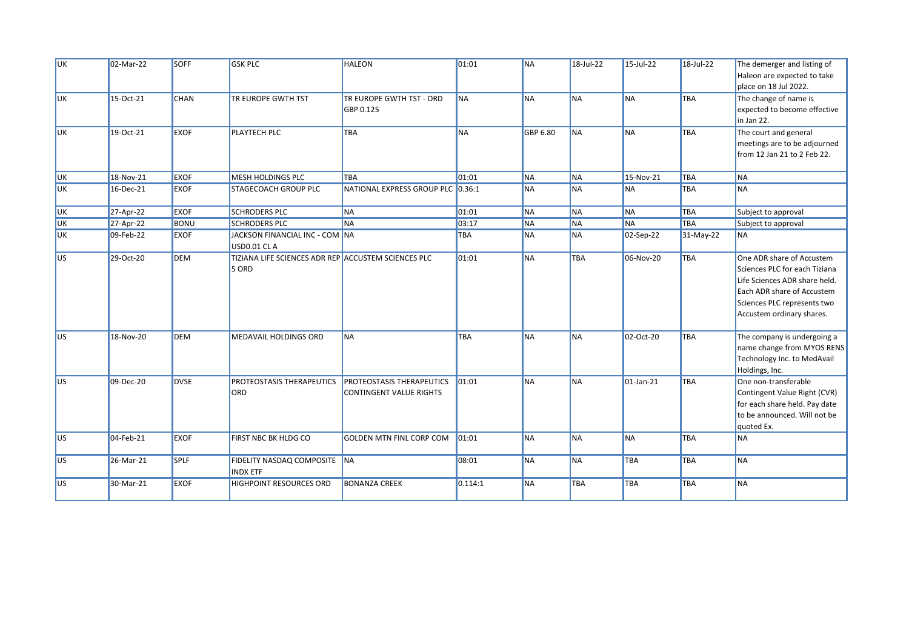| | | | | | | | | | | |
|---|---|---|---|---|---|---|---|---|---|---|
| UK | 02-Mar-22 | SOFF | GSK PLC | HALEON | 01:01 | NA | 18-Jul-22 | 15-Jul-22 | 18-Jul-22 | The demerger and listing of Haleon are expected to take place on 18 Jul 2022. |
| UK | 15-Oct-21 | CHAN | TR EUROPE GWTH TST | TR EUROPE GWTH TST - ORD GBP 0.125 | NA | NA | NA | NA | TBA | The change of name is expected to become effective in Jan 22. |
| UK | 19-Oct-21 | EXOF | PLAYTECH PLC | TBA | NA | GBP 6.80 | NA | NA | TBA | The court and general meetings are to be adjourned from 12 Jan 21 to 2 Feb 22. |
| UK | 18-Nov-21 | EXOF | MESH HOLDINGS PLC | TBA | 01:01 | NA | NA | 15-Nov-21 | TBA | NA |
| UK | 16-Dec-21 | EXOF | STAGECOACH GROUP PLC | NATIONAL EXPRESS GROUP PLC | 0.36:1 | NA | NA | NA | TBA | NA |
| UK | 27-Apr-22 | EXOF | SCHRODERS PLC | NA | 01:01 | NA | NA | NA | TBA | Subject to approval |
| UK | 27-Apr-22 | BONU | SCHRODERS PLC | NA | 03:17 | NA | NA | NA | TBA | Subject to approval |
| UK | 09-Feb-22 | EXOF | JACKSON FINANCIAL INC - COM USD0.01 CL A | NA | TBA | NA | NA | 02-Sep-22 | 31-May-22 | NA |
| US | 29-Oct-20 | DEM | TIZIANA LIFE SCIENCES ADR REP 5 ORD | ACCUSTEM SCIENCES PLC | 01:01 | NA | TBA | 06-Nov-20 | TBA | One ADR share of Accustem Sciences PLC for each Tiziana Life Sciences ADR share held. Each ADR share of Accustem Sciences PLC represents two Accustem ordinary shares. |
| US | 18-Nov-20 | DEM | MEDAVAIL HOLDINGS ORD | NA | TBA | NA | NA | 02-Oct-20 | TBA | The company is undergoing a name change from MYOS RENS Technology Inc. to MedAvail Holdings, Inc. |
| US | 09-Dec-20 | DVSE | PROTEOSTASIS THERAPEUTICS ORD | PROTEOSTASIS THERAPEUTICS CONTINGENT VALUE RIGHTS | 01:01 | NA | NA | 01-Jan-21 | TBA | One non-transferable Contingent Value Right (CVR) for each share held. Pay date to be announced. Will not be quoted Ex. |
| US | 04-Feb-21 | EXOF | FIRST NBC BK HLDG CO | GOLDEN MTN FINL CORP COM | 01:01 | NA | NA | NA | TBA | NA |
| US | 26-Mar-21 | SPLF | FIDELITY NASDAQ COMPOSITE INDX ETF | NA | 08:01 | NA | NA | TBA | TBA | NA |
| US | 30-Mar-21 | EXOF | HIGHPOINT RESOURCES ORD | BONANZA CREEK | 0.114:1 | NA | TBA | TBA | TBA | NA |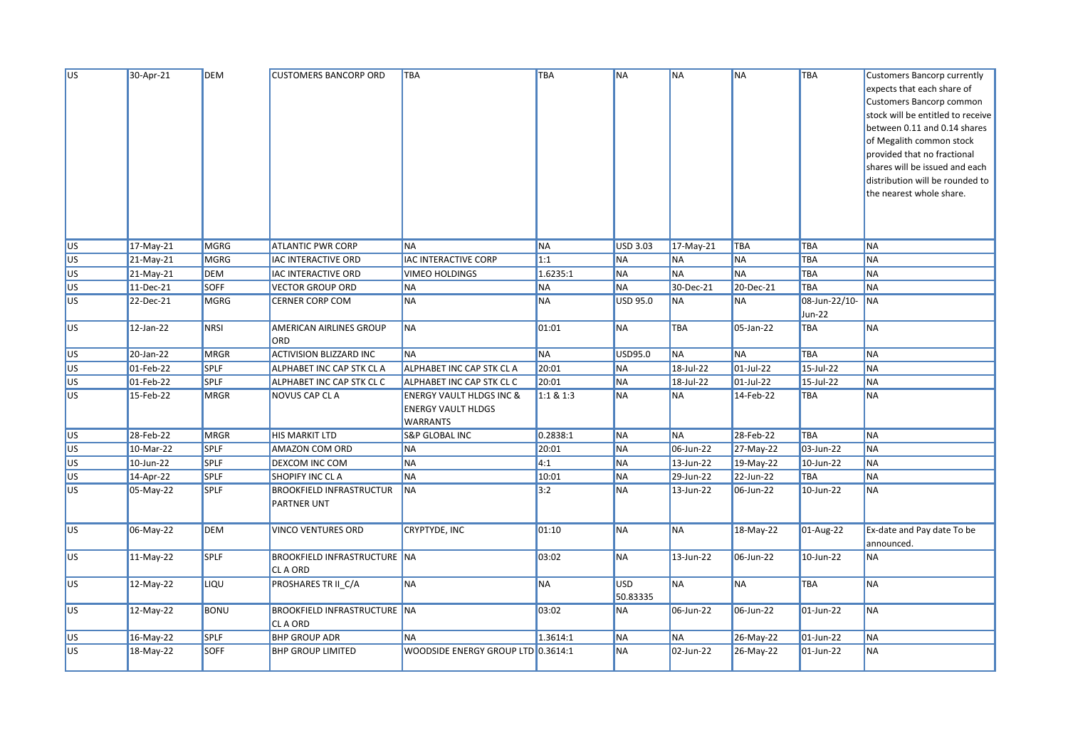| US | 30-Apr-21 | DEM | CUSTOMERS BANCORP ORD | TBA | TBA | NA | NA | NA | TBA | Customers Bancorp currently expects that each share of Customers Bancorp common stock will be entitled to receive between 0.11 and 0.14 shares of Megalith common stock provided that no fractional shares will be issued and each distribution will be rounded to the nearest whole share. |
|---|---|---|---|---|---|---|---|---|---|---|
| US | 17-May-21 | MGRG | ATLANTIC PWR CORP | NA | NA | USD 3.03 | 17-May-21 | TBA | TBA | NA |
| US | 21-May-21 | MGRG | IAC INTERACTIVE ORD | IAC INTERACTIVE CORP | 1:1 | NA | NA | NA | TBA | NA |
| US | 21-May-21 | DEM | IAC INTERACTIVE ORD | VIMEO HOLDINGS | 1.6235:1 | NA | NA | NA | TBA | NA |
| US | 11-Dec-21 | SOFF | VECTOR GROUP ORD | NA | NA | NA | 30-Dec-21 | 20-Dec-21 | TBA | NA |
| US | 22-Dec-21 | MGRG | CERNER CORP COM | NA | NA | USD 95.0 | NA | NA | 08-Jun-22/10-Jun-22 | NA |
| US | 12-Jan-22 | NRSI | AMERICAN AIRLINES GROUP ORD | NA | 01:01 | NA | TBA | 05-Jan-22 | TBA | NA |
| US | 20-Jan-22 | MRGR | ACTIVISION BLIZZARD INC | NA | NA | USD95.0 | NA | NA | TBA | NA |
| US | 01-Feb-22 | SPLF | ALPHABET INC CAP STK CL A | ALPHABET INC CAP STK CL A | 20:01 | NA | 18-Jul-22 | 01-Jul-22 | 15-Jul-22 | NA |
| US | 01-Feb-22 | SPLF | ALPHABET INC CAP STK CL C | ALPHABET INC CAP STK CL C | 20:01 | NA | 18-Jul-22 | 01-Jul-22 | 15-Jul-22 | NA |
| US | 15-Feb-22 | MRGR | NOVUS CAP CL A | ENERGY VAULT HLDGS INC & ENERGY VAULT HLDGS WARRANTS | 1:1 & 1:3 | NA | NA | 14-Feb-22 | TBA | NA |
| US | 28-Feb-22 | MRGR | HIS MARKIT LTD | S&P GLOBAL INC | 0.2838:1 | NA | NA | 28-Feb-22 | TBA | NA |
| US | 10-Mar-22 | SPLF | AMAZON COM ORD | NA | 20:01 | NA | 06-Jun-22 | 27-May-22 | 03-Jun-22 | NA |
| US | 10-Jun-22 | SPLF | DEXCOM INC COM | NA | 4:1 | NA | 13-Jun-22 | 19-May-22 | 10-Jun-22 | NA |
| US | 14-Apr-22 | SPLF | SHOPIFY INC CL A | NA | 10:01 | NA | 29-Jun-22 | 22-Jun-22 | TBA | NA |
| US | 05-May-22 | SPLF | BROOKFIELD INFRASTRUCTUR PARTNER UNT | NA | 3:2 | NA | 13-Jun-22 | 06-Jun-22 | 10-Jun-22 | NA |
| US | 06-May-22 | DEM | VINCO VENTURES ORD | CRYPTYDE, INC | 01:10 | NA | NA | 18-May-22 | 01-Aug-22 | Ex-date and Pay date To be announced. |
| US | 11-May-22 | SPLF | BROOKFIELD INFRASTRUCTURE CL A ORD | NA | 03:02 | NA | 13-Jun-22 | 06-Jun-22 | 10-Jun-22 | NA |
| US | 12-May-22 | LIQU | PROSHARES TR II_C/A | NA | NA | USD 50.83335 | NA | NA | TBA | NA |
| US | 12-May-22 | BONU | BROOKFIELD INFRASTRUCTURE CL A ORD | NA | 03:02 | NA | 06-Jun-22 | 06-Jun-22 | 01-Jun-22 | NA |
| US | 16-May-22 | SPLF | BHP GROUP ADR | NA | 1.3614:1 | NA | NA | 26-May-22 | 01-Jun-22 | NA |
| US | 18-May-22 | SOFF | BHP GROUP LIMITED | WOODSIDE ENERGY GROUP LTD | 0.3614:1 | NA | 02-Jun-22 | 26-May-22 | 01-Jun-22 | NA |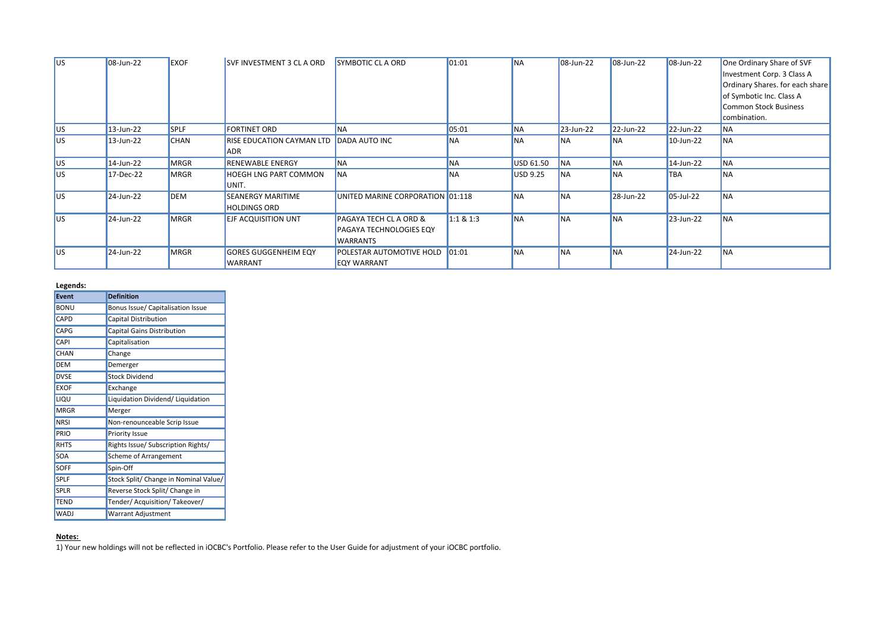| US | 08-Jun-22 | EXOF | SVF INVESTMENT 3 CL A ORD | SYMBOTIC CL A ORD | 01:01 | NA | 08-Jun-22 | 08-Jun-22 | 08-Jun-22 | One Ordinary Share of SVF Investment Corp. 3 Class A Ordinary Shares. for each share of Symbotic Inc. Class A Common Stock Business combination. |
|---|---|---|---|---|---|---|---|---|---|---|
| US | 13-Jun-22 | SPLF | FORTINET ORD | NA | 05:01 | NA | 23-Jun-22 | 22-Jun-22 | 22-Jun-22 | NA |
| US | 13-Jun-22 | CHAN | RISE EDUCATION CAYMAN LTD ADR | DADA AUTO INC | NA | NA | NA | NA | 10-Jun-22 | NA |
| US | 14-Jun-22 | MRGR | RENEWABLE ENERGY | NA | NA | USD 61.50 | NA | NA | 14-Jun-22 | NA |
| US | 17-Dec-22 | MRGR | HOEGH LNG PART COMMON UNIT. | NA | NA | USD 9.25 | NA | NA | TBA | NA |
| US | 24-Jun-22 | DEM | SEANERGY MARITIME HOLDINGS ORD | UNITED MARINE CORPORATION | 01:118 | NA | NA | 28-Jun-22 | 05-Jul-22 | NA |
| US | 24-Jun-22 | MRGR | EJF ACQUISITION UNT | PAGAYA TECH CL A ORD & PAGAYA TECHNOLOGIES EQY WARRANTS | 1:1 & 1:3 | NA | NA | NA | 23-Jun-22 | NA |
| US | 24-Jun-22 | MRGR | GORES GUGGENHEIM EQY WARRANT | POLESTAR AUTOMOTIVE HOLD EQY WARRANT | 01:01 | NA | NA | NA | 24-Jun-22 | NA |

**Legends:**

| Event | Definition |
|---|---|
| BONU | Bonus Issue/ Capitalisation Issue |
| CAPD | Capital Distribution |
| CAPG | Capital Gains Distribution |
| CAPI | Capitalisation |
| CHAN | Change |
| DEM | Demerger |
| DVSE | Stock Dividend |
| EXOF | Exchange |
| LIQU | Liquidation Dividend/ Liquidation |
| MRGR | Merger |
| NRSI | Non-renounceable Scrip Issue |
| PRIO | Priority Issue |
| RHTS | Rights Issue/ Subscription Rights/ |
| SOA | Scheme of Arrangement |
| SOFF | Spin-Off |
| SPLF | Stock Split/ Change in Nominal Value/ |
| SPLR | Reverse Stock Split/ Change in |
| TEND | Tender/ Acquisition/ Takeover/ |
| WADJ | Warrant Adjustment |

**Notes:**

1) Your new holdings will not be reflected in iOCBC's Portfolio. Please refer to the User Guide for adjustment of your iOCBC portfolio.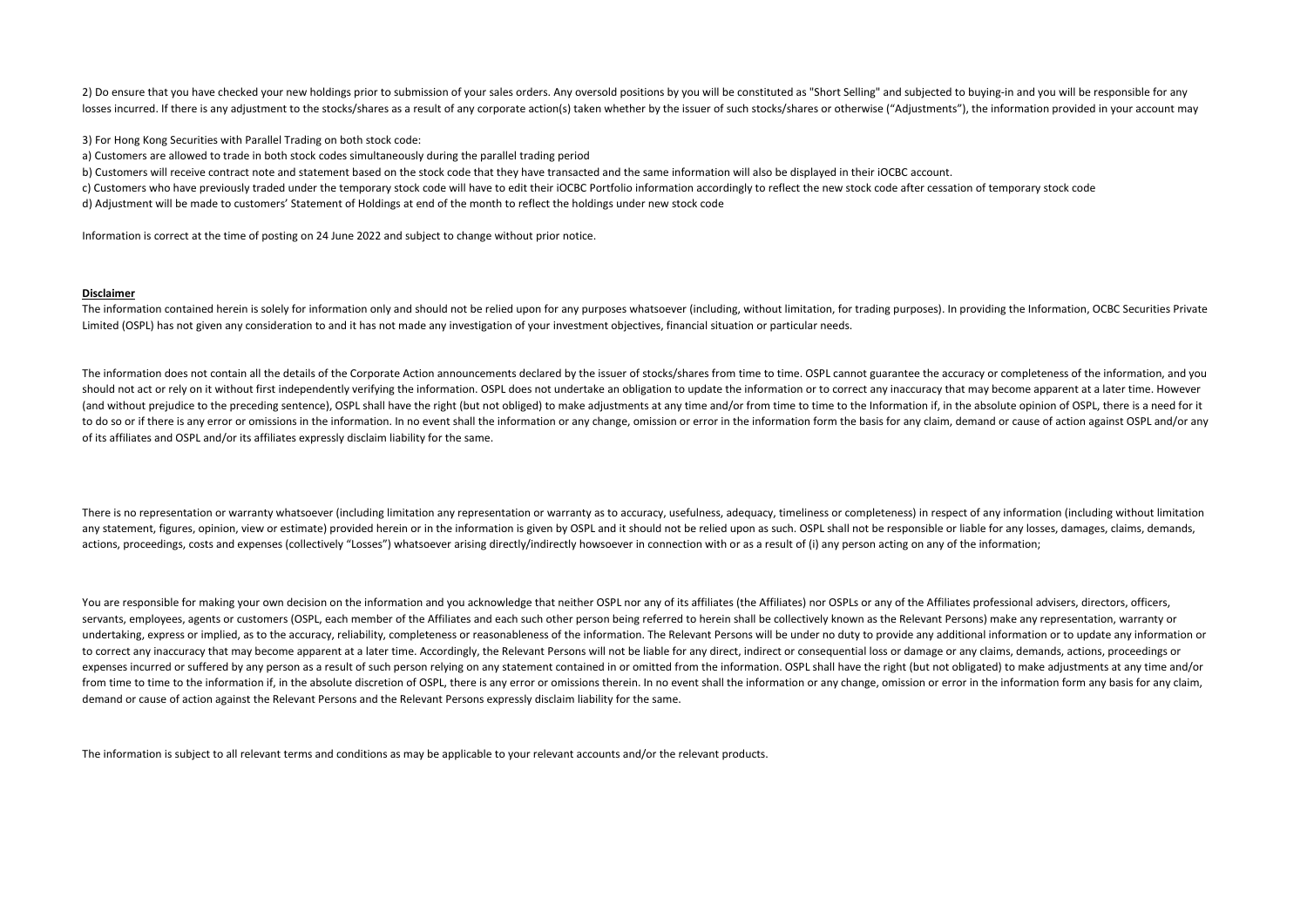2) Do ensure that you have checked your new holdings prior to submission of your sales orders. Any oversold positions by you will be constituted as "Short Selling" and subjected to buying-in and you will be responsible for any losses incurred. If there is any adjustment to the stocks/shares as a result of any corporate action(s) taken whether by the issuer of such stocks/shares or otherwise ("Adjustments"), the information provided in your account may

3) For Hong Kong Securities with Parallel Trading on both stock code:

a) Customers are allowed to trade in both stock codes simultaneously during the parallel trading period

b) Customers will receive contract note and statement based on the stock code that they have transacted and the same information will also be displayed in their iOCBC account.

c) Customers who have previously traded under the temporary stock code will have to edit their iOCBC Portfolio information accordingly to reflect the new stock code after cessation of temporary stock code

d) Adjustment will be made to customers' Statement of Holdings at end of the month to reflect the holdings under new stock code

Information is correct at the time of posting on 24 June 2022 and subject to change without prior notice.

**Disclaimer**

The information contained herein is solely for information only and should not be relied upon for any purposes whatsoever (including, without limitation, for trading purposes). In providing the Information, OCBC Securities Private Limited (OSPL) has not given any consideration to and it has not made any investigation of your investment objectives, financial situation or particular needs.

The information does not contain all the details of the Corporate Action announcements declared by the issuer of stocks/shares from time to time. OSPL cannot guarantee the accuracy or completeness of the information, and you should not act or rely on it without first independently verifying the information. OSPL does not undertake an obligation to update the information or to correct any inaccuracy that may become apparent at a later time. However (and without prejudice to the preceding sentence), OSPL shall have the right (but not obliged) to make adjustments at any time and/or from time to time to the Information if, in the absolute opinion of OSPL, there is a need for it to do so or if there is any error or omissions in the information. In no event shall the information or any change, omission or error in the information form the basis for any claim, demand or cause of action against OSPL and/or any of its affiliates and OSPL and/or its affiliates expressly disclaim liability for the same.

There is no representation or warranty whatsoever (including limitation any representation or warranty as to accuracy, usefulness, adequacy, timeliness or completeness) in respect of any information (including without limitation any statement, figures, opinion, view or estimate) provided herein or in the information is given by OSPL and it should not be relied upon as such. OSPL shall not be responsible or liable for any losses, damages, claims, demands, actions, proceedings, costs and expenses (collectively "Losses") whatsoever arising directly/indirectly howsoever in connection with or as a result of (i) any person acting on any of the information;

You are responsible for making your own decision on the information and you acknowledge that neither OSPL nor any of its affiliates (the Affiliates) nor OSPLs or any of the Affiliates professional advisers, directors, officers, servants, employees, agents or customers (OSPL, each member of the Affiliates and each such other person being referred to herein shall be collectively known as the Relevant Persons) make any representation, warranty or undertaking, express or implied, as to the accuracy, reliability, completeness or reasonableness of the information. The Relevant Persons will be under no duty to provide any additional information or to update any information or to correct any inaccuracy that may become apparent at a later time. Accordingly, the Relevant Persons will not be liable for any direct, indirect or consequential loss or damage or any claims, demands, actions, proceedings or expenses incurred or suffered by any person as a result of such person relying on any statement contained in or omitted from the information. OSPL shall have the right (but not obligated) to make adjustments at any time and/or from time to time to the information if, in the absolute discretion of OSPL, there is any error or omissions therein. In no event shall the information or any change, omission or error in the information form any basis for any claim, demand or cause of action against the Relevant Persons and the Relevant Persons expressly disclaim liability for the same.

The information is subject to all relevant terms and conditions as may be applicable to your relevant accounts and/or the relevant products.